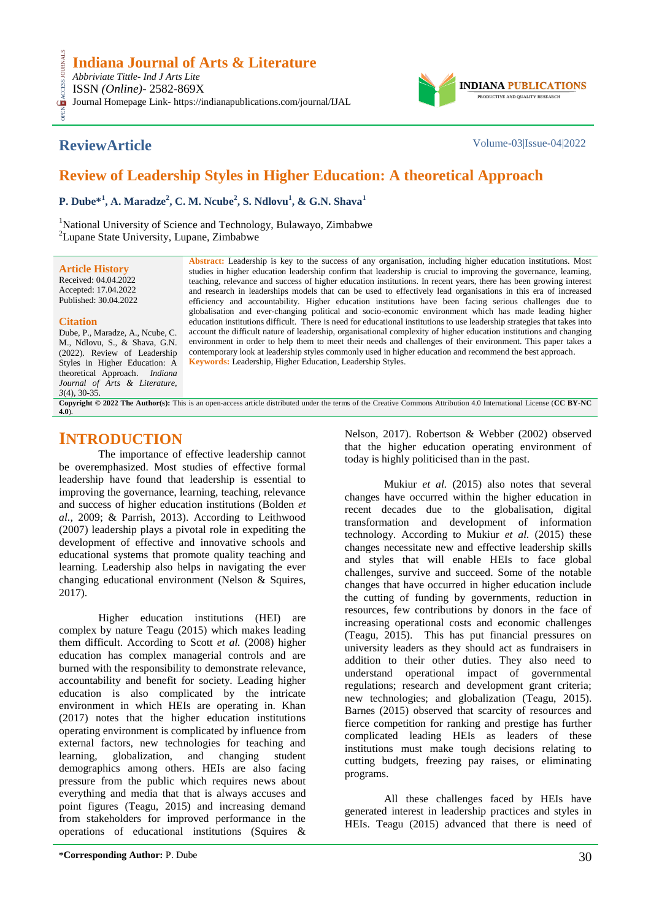# Indiana Journal of Arts & Literature

*Abbriviate Tittle- Ind J Arts Lite*
ISSN *(Online)*- 2582-869X
Journal Homepage Link- https://indianapublications.com/journal/IJAL

INDIANA PUBLICATIONS
PRODUCTIVE AND QUALITY RESEARCH

**ReviewArticle**

Volume-03|Issue-04|2022

## Review of Leadership Styles in Higher Education: A theoretical Approach

**P. Dube*[1], A. Maradze[2], C. M. Ncube[2], S. Ndlovu[1], & G.N. Shava[1]**

[1]National University of Science and Technology, Bulawayo, Zimbabwe
[2]Lupane State University, Lupane, Zimbabwe

**Article History**
Received: 04.04.2022
Accepted: 17.04.2022
Published: 30.04.2022

**Citation**
Dube, P., Maradze, A., Ncube, C. M., Ndlovu, S., & Shava, G.N. (2022). Review of Leadership Styles in Higher Education: A theoretical Approach. *Indiana Journal of Arts & Literature, 3*(4), 30-35.

**Abstract:** Leadership is key to the success of any organisation, including higher education institutions. Most studies in higher education leadership confirm that leadership is crucial to improving the governance, learning, teaching, relevance and success of higher education institutions. In recent years, there has been growing interest and research in leaderships models that can be used to effectively lead organisations in this era of increased efficiency and accountability. Higher education institutions have been facing serious challenges due to globalisation and ever-changing political and socio-economic environment which has made leading higher education institutions difficult. There is need for educational institutions to use leadership strategies that takes into account the difficult nature of leadership, organisational complexity of higher education institutions and changing environment in order to help them to meet their needs and challenges of their environment. This paper takes a contemporary look at leadership styles commonly used in higher education and recommend the best approach.

**Keywords:** Leadership, Higher Education, Leadership Styles.

**Copyright © 2022 The Author(s):** This is an open-access article distributed under the terms of the Creative Commons Attribution 4.0 International License (**CC BY-NC 4.0**).

## INTRODUCTION

The importance of effective leadership cannot be overemphasized. Most studies of effective formal leadership have found that leadership is essential to improving the governance, learning, teaching, relevance and success of higher education institutions (Bolden *et al.*, 2009; & Parrish, 2013). According to Leithwood (2007) leadership plays a pivotal role in expediting the development of effective and innovative schools and educational systems that promote quality teaching and learning. Leadership also helps in navigating the ever changing educational environment (Nelson & Squires, 2017).

Higher education institutions (HEI) are complex by nature Teagu (2015) which makes leading them difficult. According to Scott *et al.* (2008) higher education has complex managerial controls and are burned with the responsibility to demonstrate relevance, accountability and benefit for society. Leading higher education is also complicated by the intricate environment in which HEIs are operating in. Khan (2017) notes that the higher education institutions operating environment is complicated by influence from external factors, new technologies for teaching and learning, globalization, and changing student demographics among others. HEIs are also facing pressure from the public which requires news about everything and media that that is always accuses and point figures (Teagu, 2015) and increasing demand from stakeholders for improved performance in the operations of educational institutions (Squires & Nelson, 2017). Robertson & Webber (2002) observed that the higher education operating environment of today is highly politicised than in the past.

Mukiur *et al.* (2015) also notes that several changes have occurred within the higher education in recent decades due to the globalisation, digital transformation and development of information technology. According to Mukiur *et al.* (2015) these changes necessitate new and effective leadership skills and styles that will enable HEIs to face global challenges, survive and succeed. Some of the notable changes that have occurred in higher education include the cutting of funding by governments, reduction in resources, few contributions by donors in the face of increasing operational costs and economic challenges (Teagu, 2015). This has put financial pressures on university leaders as they should act as fundraisers in addition to their other duties. They also need to understand operational impact of governmental regulations; research and development grant criteria; new technologies; and globalization (Teagu, 2015). Barnes (2015) observed that scarcity of resources and fierce competition for ranking and prestige has further complicated leading HEIs as leaders of these institutions must make tough decisions relating to cutting budgets, freezing pay raises, or eliminating programs.

All these challenges faced by HEIs have generated interest in leadership practices and styles in HEIs. Teagu (2015) advanced that there is need of

**\*Corresponding Author:** P. Dube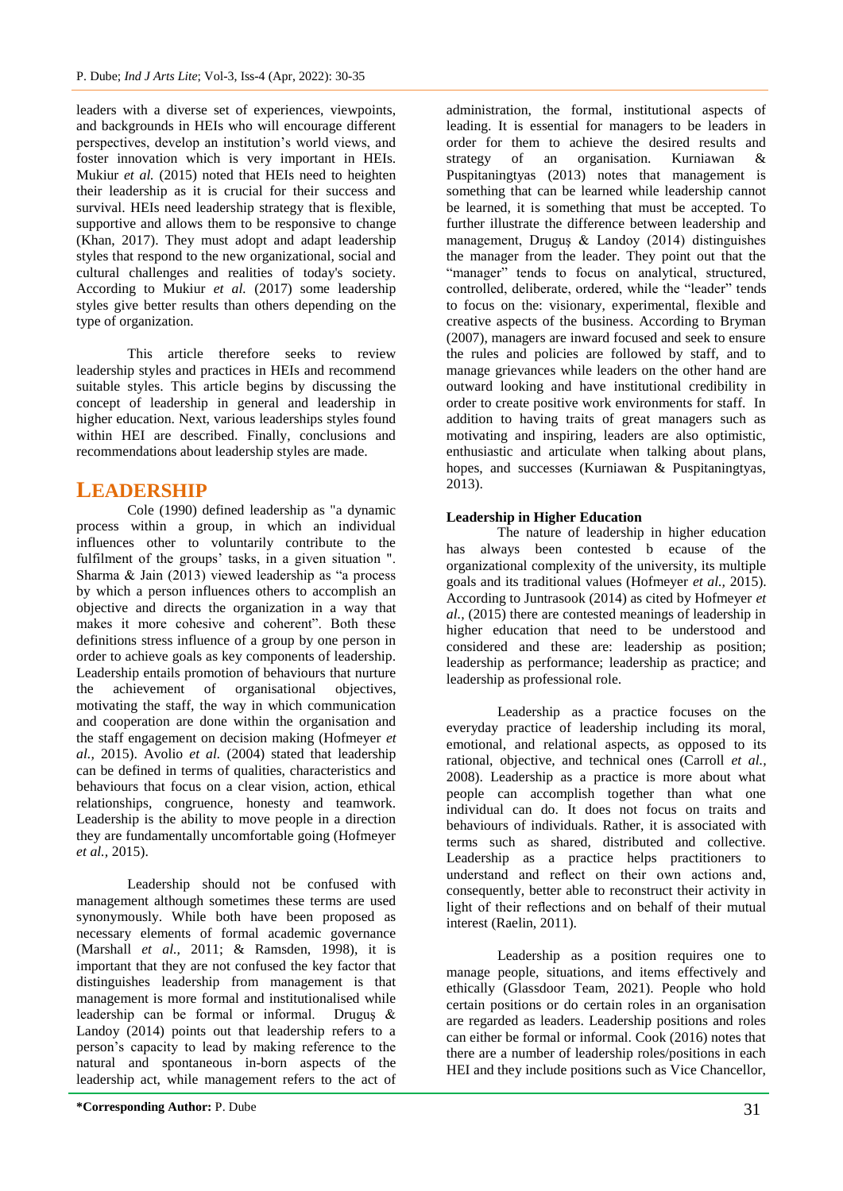leaders with a diverse set of experiences, viewpoints, and backgrounds in HEIs who will encourage different perspectives, develop an institution's world views, and foster innovation which is very important in HEIs. Mukiur *et al.* (2015) noted that HEIs need to heighten their leadership as it is crucial for their success and survival. HEIs need leadership strategy that is flexible, supportive and allows them to be responsive to change (Khan, 2017). They must adopt and adapt leadership styles that respond to the new organizational, social and cultural challenges and realities of today's society. According to Mukiur *et al.* (2017) some leadership styles give better results than others depending on the type of organization.

This article therefore seeks to review leadership styles and practices in HEIs and recommend suitable styles. This article begins by discussing the concept of leadership in general and leadership in higher education. Next, various leaderships styles found within HEI are described. Finally, conclusions and recommendations about leadership styles are made.

## LEADERSHIP

Cole (1990) defined leadership as "a dynamic process within a group, in which an individual influences other to voluntarily contribute to the fulfilment of the groups' tasks, in a given situation ". Sharma & Jain (2013) viewed leadership as "a process by which a person influences others to accomplish an objective and directs the organization in a way that makes it more cohesive and coherent". Both these definitions stress influence of a group by one person in order to achieve goals as key components of leadership. Leadership entails promotion of behaviours that nurture the achievement of organisational objectives, motivating the staff, the way in which communication and cooperation are done within the organisation and the staff engagement on decision making (Hofmeyer *et al.,* 2015). Avolio *et al.* (2004) stated that leadership can be defined in terms of qualities, characteristics and behaviours that focus on a clear vision, action, ethical relationships, congruence, honesty and teamwork. Leadership is the ability to move people in a direction they are fundamentally uncomfortable going (Hofmeyer *et al.,* 2015).

Leadership should not be confused with management although sometimes these terms are used synonymously. While both have been proposed as necessary elements of formal academic governance (Marshall *et al.,* 2011; & Ramsden, 1998), it is important that they are not confused the key factor that distinguishes leadership from management is that management is more formal and institutionalised while leadership can be formal or informal. Druguş & Landoy (2014) points out that leadership refers to a person's capacity to lead by making reference to the natural and spontaneous in-born aspects of the leadership act, while management refers to the act of administration, the formal, institutional aspects of leading. It is essential for managers to be leaders in order for them to achieve the desired results and strategy of an organisation. Kurniawan & Puspitaningtyas (2013) notes that management is something that can be learned while leadership cannot be learned, it is something that must be accepted. To further illustrate the difference between leadership and management, Druguş & Landoy (2014) distinguishes the manager from the leader. They point out that the "manager" tends to focus on analytical, structured, controlled, deliberate, ordered, while the "leader" tends to focus on the: visionary, experimental, flexible and creative aspects of the business. According to Bryman (2007), managers are inward focused and seek to ensure the rules and policies are followed by staff, and to manage grievances while leaders on the other hand are outward looking and have institutional credibility in order to create positive work environments for staff. In addition to having traits of great managers such as motivating and inspiring, leaders are also optimistic, enthusiastic and articulate when talking about plans, hopes, and successes (Kurniawan & Puspitaningtyas, 2013).

### Leadership in Higher Education

The nature of leadership in higher education has always been contested b ecause of the organizational complexity of the university, its multiple goals and its traditional values (Hofmeyer *et al.,* 2015). According to Juntrasook (2014) as cited by Hofmeyer *et al.,* (2015) there are contested meanings of leadership in higher education that need to be understood and considered and these are: leadership as position; leadership as performance; leadership as practice; and leadership as professional role.

Leadership as a practice focuses on the everyday practice of leadership including its moral, emotional, and relational aspects, as opposed to its rational, objective, and technical ones (Carroll *et al.,* 2008). Leadership as a practice is more about what people can accomplish together than what one individual can do. It does not focus on traits and behaviours of individuals. Rather, it is associated with terms such as shared, distributed and collective. Leadership as a practice helps practitioners to understand and reflect on their own actions and, consequently, better able to reconstruct their activity in light of their reflections and on behalf of their mutual interest (Raelin, 2011).

Leadership as a position requires one to manage people, situations, and items effectively and ethically (Glassdoor Team, 2021). People who hold certain positions or do certain roles in an organisation are regarded as leaders. Leadership positions and roles can either be formal or informal. Cook (2016) notes that there are a number of leadership roles/positions in each HEI and they include positions such as Vice Chancellor,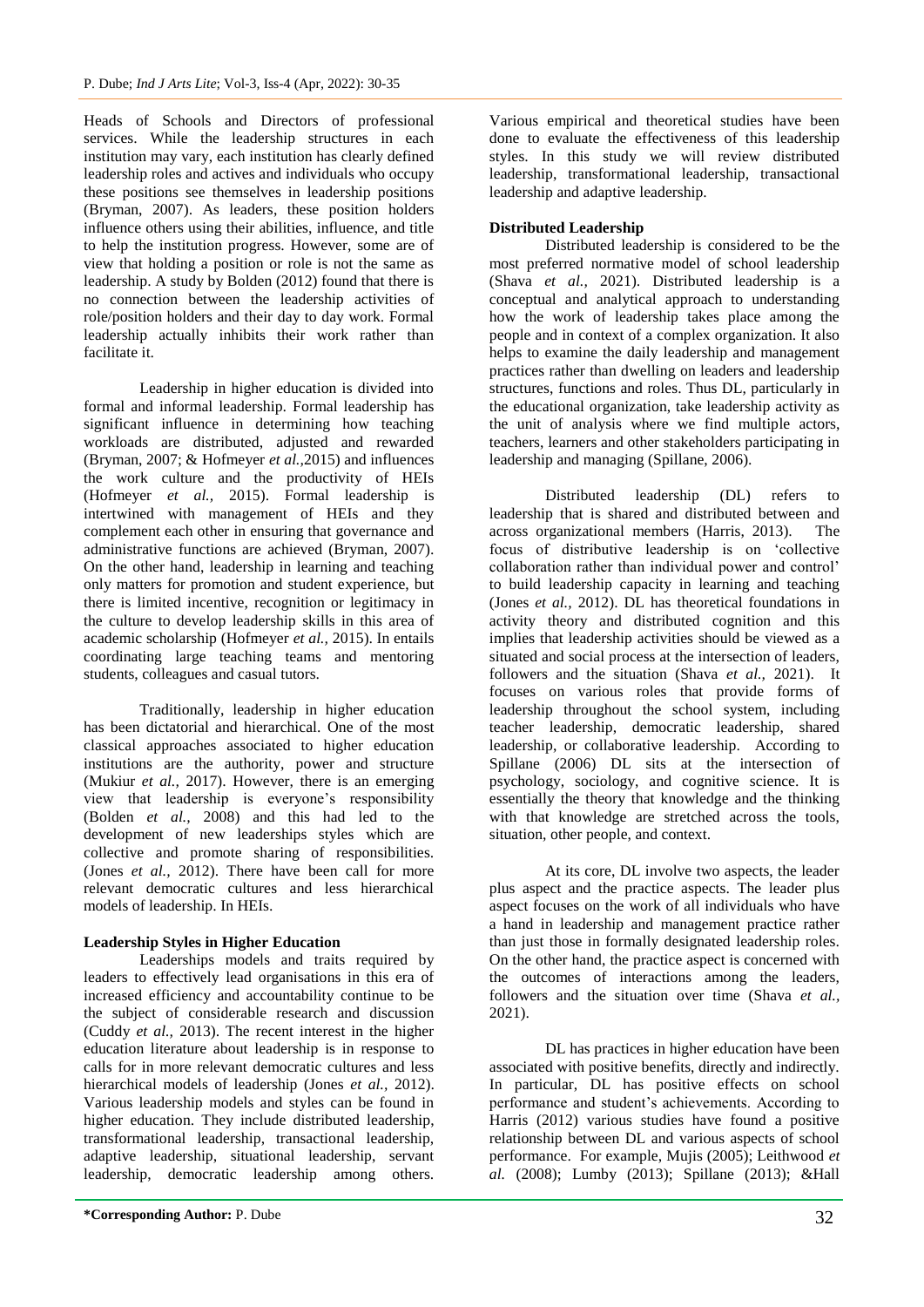Heads of Schools and Directors of professional services. While the leadership structures in each institution may vary, each institution has clearly defined leadership roles and actives and individuals who occupy these positions see themselves in leadership positions (Bryman, 2007). As leaders, these position holders influence others using their abilities, influence, and title to help the institution progress. However, some are of view that holding a position or role is not the same as leadership. A study by Bolden (2012) found that there is no connection between the leadership activities of role/position holders and their day to day work. Formal leadership actually inhibits their work rather than facilitate it.

Leadership in higher education is divided into formal and informal leadership. Formal leadership has significant influence in determining how teaching workloads are distributed, adjusted and rewarded (Bryman, 2007; & Hofmeyer *et al.*,2015) and influences the work culture and the productivity of HEIs (Hofmeyer *et al.*, 2015). Formal leadership is intertwined with management of HEIs and they complement each other in ensuring that governance and administrative functions are achieved (Bryman, 2007). On the other hand, leadership in learning and teaching only matters for promotion and student experience, but there is limited incentive, recognition or legitimacy in the culture to develop leadership skills in this area of academic scholarship (Hofmeyer *et al.*, 2015). In entails coordinating large teaching teams and mentoring students, colleagues and casual tutors.

Traditionally, leadership in higher education has been dictatorial and hierarchical. One of the most classical approaches associated to higher education institutions are the authority, power and structure (Mukiur *et al.*, 2017). However, there is an emerging view that leadership is everyone's responsibility (Bolden *et al.*, 2008) and this had led to the development of new leaderships styles which are collective and promote sharing of responsibilities. (Jones *et al.*, 2012). There have been call for more relevant democratic cultures and less hierarchical models of leadership. In HEIs.

**Leadership Styles in Higher Education**

Leaderships models and traits required by leaders to effectively lead organisations in this era of increased efficiency and accountability continue to be the subject of considerable research and discussion (Cuddy *et al.*, 2013). The recent interest in the higher education literature about leadership is in response to calls for in more relevant democratic cultures and less hierarchical models of leadership (Jones *et al.*, 2012). Various leadership models and styles can be found in higher education. They include distributed leadership, transformational leadership, transactional leadership, adaptive leadership, situational leadership, servant leadership, democratic leadership among others. Various empirical and theoretical studies have been done to evaluate the effectiveness of this leadership styles. In this study we will review distributed leadership, transformational leadership, transactional leadership and adaptive leadership.

**Distributed Leadership**

Distributed leadership is considered to be the most preferred normative model of school leadership (Shava *et al.*, 2021). Distributed leadership is a conceptual and analytical approach to understanding how the work of leadership takes place among the people and in context of a complex organization. It also helps to examine the daily leadership and management practices rather than dwelling on leaders and leadership structures, functions and roles. Thus DL, particularly in the educational organization, take leadership activity as the unit of analysis where we find multiple actors, teachers, learners and other stakeholders participating in leadership and managing (Spillane, 2006).

Distributed leadership (DL) refers to leadership that is shared and distributed between and across organizational members (Harris, 2013). The focus of distributive leadership is on 'collective collaboration rather than individual power and control' to build leadership capacity in learning and teaching (Jones *et al.*, 2012). DL has theoretical foundations in activity theory and distributed cognition and this implies that leadership activities should be viewed as a situated and social process at the intersection of leaders, followers and the situation (Shava *et al.*, 2021). It focuses on various roles that provide forms of leadership throughout the school system, including teacher leadership, democratic leadership, shared leadership, or collaborative leadership. According to Spillane (2006) DL sits at the intersection of psychology, sociology, and cognitive science. It is essentially the theory that knowledge and the thinking with that knowledge are stretched across the tools, situation, other people, and context.

At its core, DL involve two aspects, the leader plus aspect and the practice aspects. The leader plus aspect focuses on the work of all individuals who have a hand in leadership and management practice rather than just those in formally designated leadership roles. On the other hand, the practice aspect is concerned with the outcomes of interactions among the leaders, followers and the situation over time (Shava *et al.*, 2021).

DL has practices in higher education have been associated with positive benefits, directly and indirectly. In particular, DL has positive effects on school performance and student's achievements. According to Harris (2012) various studies have found a positive relationship between DL and various aspects of school performance. For example, Mujis (2005); Leithwood *et al.* (2008); Lumby (2013); Spillane (2013); &Hall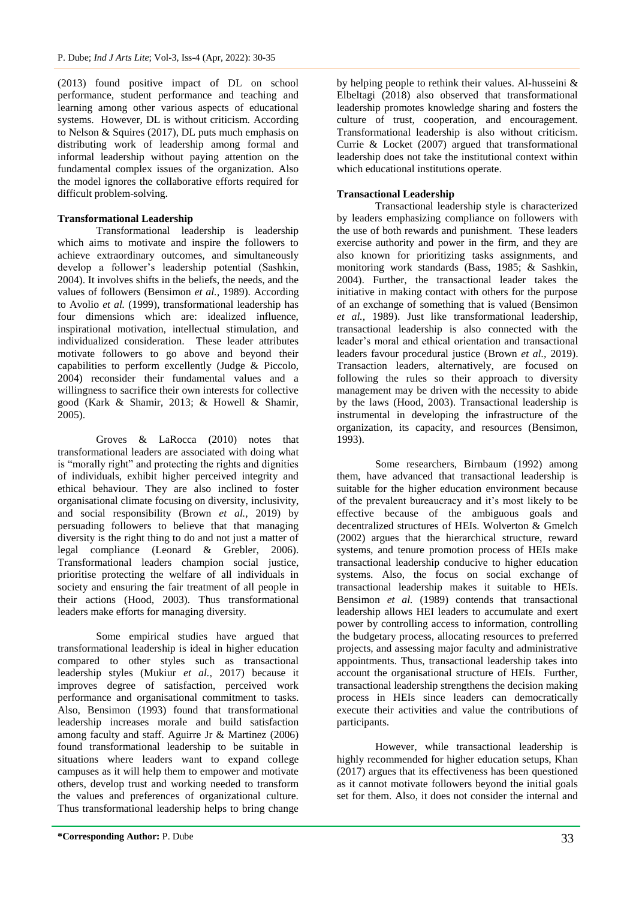(2013) found positive impact of DL on school performance, student performance and teaching and learning among other various aspects of educational systems. However, DL is without criticism. According to Nelson & Squires (2017), DL puts much emphasis on distributing work of leadership among formal and informal leadership without paying attention on the fundamental complex issues of the organization. Also the model ignores the collaborative efforts required for difficult problem-solving.

**Transformational Leadership**

Transformational leadership is leadership which aims to motivate and inspire the followers to achieve extraordinary outcomes, and simultaneously develop a follower's leadership potential (Sashkin, 2004). It involves shifts in the beliefs, the needs, and the values of followers (Bensimon *et al.,* 1989). According to Avolio *et al.* (1999), transformational leadership has four dimensions which are: idealized influence, inspirational motivation, intellectual stimulation, and individualized consideration. These leader attributes motivate followers to go above and beyond their capabilities to perform excellently (Judge & Piccolo, 2004) reconsider their fundamental values and a willingness to sacrifice their own interests for collective good (Kark & Shamir, 2013; & Howell & Shamir, 2005).

Groves & LaRocca (2010) notes that transformational leaders are associated with doing what is "morally right" and protecting the rights and dignities of individuals, exhibit higher perceived integrity and ethical behaviour. They are also inclined to foster organisational climate focusing on diversity, inclusivity, and social responsibility (Brown *et al.,* 2019) by persuading followers to believe that managing diversity is the right thing to do and not just a matter of legal compliance (Leonard & Grebler, 2006). Transformational leaders champion social justice, prioritise protecting the welfare of all individuals in society and ensuring the fair treatment of all people in their actions (Hood, 2003). Thus transformational leaders make efforts for managing diversity.

Some empirical studies have argued that transformational leadership is ideal in higher education compared to other styles such as transactional leadership styles (Mukiur *et al.,* 2017) because it improves degree of satisfaction, perceived work performance and organisational commitment to tasks. Also, Bensimon (1993) found that transformational leadership increases morale and build satisfaction among faculty and staff. Aguirre Jr & Martinez (2006) found transformational leadership to be suitable in situations where leaders want to expand college campuses as it will help them to empower and motivate others, develop trust and working needed to transform the values and preferences of organizational culture. Thus transformational leadership helps to bring change by helping people to rethink their values. Al-husseini & Elbeltagi (2018) also observed that transformational leadership promotes knowledge sharing and fosters the culture of trust, cooperation, and encouragement. Transformational leadership is also without criticism. Currie & Locket (2007) argued that transformational leadership does not take the institutional context within which educational institutions operate.

**Transactional Leadership**

Transactional leadership style is characterized by leaders emphasizing compliance on followers with the use of both rewards and punishment. These leaders exercise authority and power in the firm, and they are also known for prioritizing tasks assignments, and monitoring work standards (Bass, 1985; & Sashkin, 2004). Further, the transactional leader takes the initiative in making contact with others for the purpose of an exchange of something that is valued (Bensimon *et al.,* 1989). Just like transformational leadership, transactional leadership is also connected with the leader's moral and ethical orientation and transactional leaders favour procedural justice (Brown *et al.,* 2019). Transaction leaders, alternatively, are focused on following the rules so their approach to diversity management may be driven with the necessity to abide by the laws (Hood, 2003). Transactional leadership is instrumental in developing the infrastructure of the organization, its capacity, and resources (Bensimon, 1993).

Some researchers, Birnbaum (1992) among them, have advanced that transactional leadership is suitable for the higher education environment because of the prevalent bureaucracy and it's most likely to be effective because of the ambiguous goals and decentralized structures of HEIs. Wolverton & Gmelch (2002) argues that the hierarchical structure, reward systems, and tenure promotion process of HEIs make transactional leadership conducive to higher education systems. Also, the focus on social exchange of transactional leadership makes it suitable to HEIs. Bensimon *et al.* (1989) contends that transactional leadership allows HEI leaders to accumulate and exert power by controlling access to information, controlling the budgetary process, allocating resources to preferred projects, and assessing major faculty and administrative appointments. Thus, transactional leadership takes into account the organisational structure of HEIs. Further, transactional leadership strengthens the decision making process in HEIs since leaders can democratically execute their activities and value the contributions of participants.

However, while transactional leadership is highly recommended for higher education setups, Khan (2017) argues that its effectiveness has been questioned as it cannot motivate followers beyond the initial goals set for them. Also, it does not consider the internal and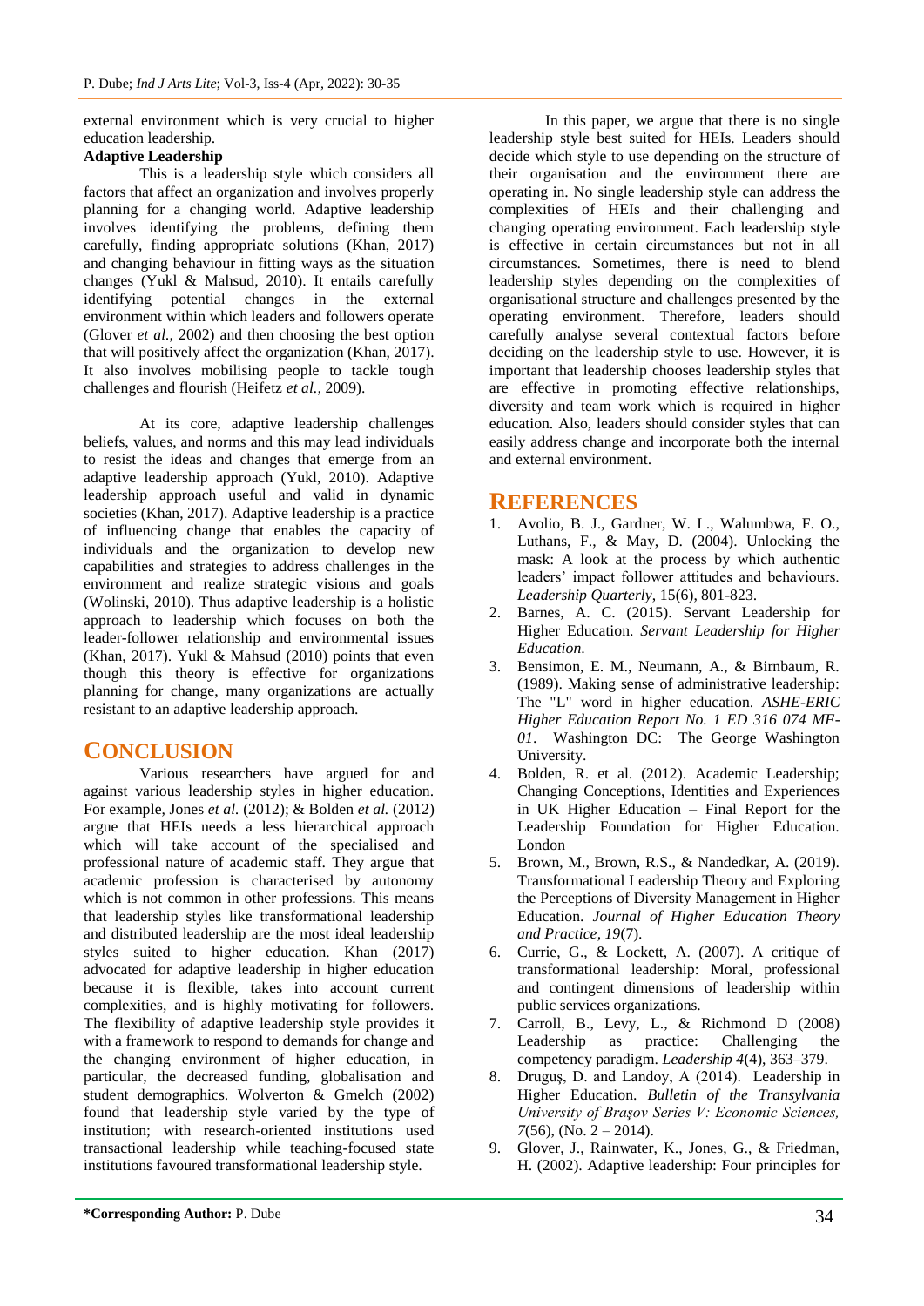external environment which is very crucial to higher education leadership.

**Adaptive Leadership**

This is a leadership style which considers all factors that affect an organization and involves properly planning for a changing world. Adaptive leadership involves identifying the problems, defining them carefully, finding appropriate solutions (Khan, 2017) and changing behaviour in fitting ways as the situation changes (Yukl & Mahsud, 2010). It entails carefully identifying potential changes in the external environment within which leaders and followers operate (Glover *et al.,* 2002) and then choosing the best option that will positively affect the organization (Khan, 2017). It also involves mobilising people to tackle tough challenges and flourish (Heifetz *et al.,* 2009).

At its core, adaptive leadership challenges beliefs, values, and norms and this may lead individuals to resist the ideas and changes that emerge from an adaptive leadership approach (Yukl, 2010). Adaptive leadership approach useful and valid in dynamic societies (Khan, 2017). Adaptive leadership is a practice of influencing change that enables the capacity of individuals and the organization to develop new capabilities and strategies to address challenges in the environment and realize strategic visions and goals (Wolinski, 2010). Thus adaptive leadership is a holistic approach to leadership which focuses on both the leader-follower relationship and environmental issues (Khan, 2017). Yukl & Mahsud (2010) points that even though this theory is effective for organizations planning for change, many organizations are actually resistant to an adaptive leadership approach.

## CONCLUSION

Various researchers have argued for and against various leadership styles in higher education. For example, Jones *et al.* (2012); & Bolden *et al.* (2012) argue that HEIs needs a less hierarchical approach which will take account of the specialised and professional nature of academic staff. They argue that academic profession is characterised by autonomy which is not common in other professions. This means that leadership styles like transformational leadership and distributed leadership are the most ideal leadership styles suited to higher education. Khan (2017) advocated for adaptive leadership in higher education because it is flexible, takes into account current complexities, and is highly motivating for followers. The flexibility of adaptive leadership style provides it with a framework to respond to demands for change and the changing environment of higher education, in particular, the decreased funding, globalisation and student demographics. Wolverton & Gmelch (2002) found that leadership style varied by the type of institution; with research-oriented institutions used transactional leadership while teaching-focused state institutions favoured transformational leadership style.

In this paper, we argue that there is no single leadership style best suited for HEIs. Leaders should decide which style to use depending on the structure of their organisation and the environment there are operating in. No single leadership style can address the complexities of HEIs and their challenging and changing operating environment. Each leadership style is effective in certain circumstances but not in all circumstances. Sometimes, there is need to blend leadership styles depending on the complexities of organisational structure and challenges presented by the operating environment. Therefore, leaders should carefully analyse several contextual factors before deciding on the leadership style to use. However, it is important that leadership chooses leadership styles that are effective in promoting effective relationships, diversity and team work which is required in higher education. Also, leaders should consider styles that can easily address change and incorporate both the internal and external environment.

## REFERENCES

1. Avolio, B. J., Gardner, W. L., Walumbwa, F. O., Luthans, F., & May, D. (2004). Unlocking the mask: A look at the process by which authentic leaders' impact follower attitudes and behaviours. *Leadership Quarterly*, 15(6), 801-823.
2. Barnes, A. C. (2015). Servant Leadership for Higher Education. *Servant Leadership for Higher Education*.
3. Bensimon, E. M., Neumann, A., & Birnbaum, R. (1989). Making sense of administrative leadership: The "L" word in higher education. *ASHE-ERIC Higher Education Report No. 1 ED 316 074 MF-01*. Washington DC: The George Washington University.
4. Bolden, R. et al. (2012). Academic Leadership; Changing Conceptions, Identities and Experiences in UK Higher Education – Final Report for the Leadership Foundation for Higher Education. London
5. Brown, M., Brown, R.S., & Nandedkar, A. (2019). Transformational Leadership Theory and Exploring the Perceptions of Diversity Management in Higher Education. *Journal of Higher Education Theory and Practice, 19*(7).
6. Currie, G., & Lockett, A. (2007). A critique of transformational leadership: Moral, professional and contingent dimensions of leadership within public services organizations.
7. Carroll, B., Levy, L., & Richmond D (2008) Leadership as practice: Challenging the competency paradigm. *Leadership 4*(4), 363–379.
8. Druguș, D. and Landoy, A (2014). Leadership in Higher Education. *Bulletin of the Transylvania University of Brașov Series V: Economic Sciences, 7*(56), (No. 2 – 2014).
9. Glover, J., Rainwater, K., Jones, G., & Friedman, H. (2002). Adaptive leadership: Four principles for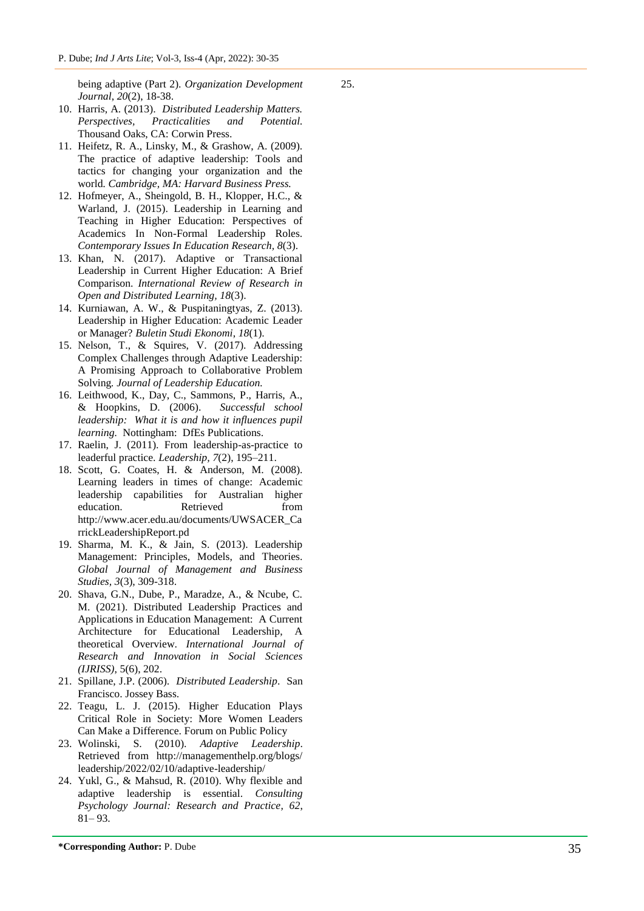being adaptive (Part 2). *Organization Development Journal, 20*(2), 18-38.

10. Harris, A. (2013). *Distributed Leadership Matters. Perspectives, Practicalities and Potential.* Thousand Oaks, CA: Corwin Press.
11. Heifetz, R. A., Linsky, M., & Grashow, A. (2009). The practice of adaptive leadership: Tools and tactics for changing your organization and the world. *Cambridge, MA: Harvard Business Press.*
12. Hofmeyer, A., Sheingold, B. H., Klopper, H.C., & Warland, J. (2015). Leadership in Learning and Teaching in Higher Education: Perspectives of Academics In Non-Formal Leadership Roles. *Contemporary Issues In Education Research, 8*(3).
13. Khan, N. (2017). Adaptive or Transactional Leadership in Current Higher Education: A Brief Comparison. *International Review of Research in Open and Distributed Learning, 18*(3).
14. Kurniawan, A. W., & Puspitaningtyas, Z. (2013). Leadership in Higher Education: Academic Leader or Manager? *Buletin Studi Ekonomi, 18*(1).
15. Nelson, T., & Squires, V. (2017). Addressing Complex Challenges through Adaptive Leadership: A Promising Approach to Collaborative Problem Solving. *Journal of Leadership Education.*
16. Leithwood, K., Day, C., Sammons, P., Harris, A., & Hoopkins, D. (2006). *Successful school leadership: What it is and how it influences pupil learning.* Nottingham: DfEs Publications.
17. Raelin, J. (2011). From leadership-as-practice to leaderful practice. *Leadership, 7*(2), 195–211.
18. Scott, G. Coates, H. & Anderson, M. (2008). Learning leaders in times of change: Academic leadership capabilities for Australian higher education. Retrieved from http://www.acer.edu.au/documents/UWSACER_CarrickLeadershipReport.pd
19. Sharma, M. K., & Jain, S. (2013). Leadership Management: Principles, Models, and Theories. *Global Journal of Management and Business Studies, 3*(3), 309-318.
20. Shava, G.N., Dube, P., Maradze, A., & Ncube, C. M. (2021). Distributed Leadership Practices and Applications in Education Management: A Current Architecture for Educational Leadership, A theoretical Overview. *International Journal of Research and Innovation in Social Sciences (IJRISS)*, 5(6), 202.
21. Spillane, J.P. (2006). *Distributed Leadership*. San Francisco. Jossey Bass.
22. Teagu, L. J. (2015). Higher Education Plays Critical Role in Society: More Women Leaders Can Make a Difference. Forum on Public Policy
23. Wolinski, S. (2010). *Adaptive Leadership*. Retrieved from http://managementhelp.org/blogs/leadership/2022/02/10/adaptive-leadership/
24. Yukl, G., & Mahsud, R. (2010). Why flexible and adaptive leadership is essential. *Consulting Psychology Journal: Research and Practice, 62*, 81– 93.
25.